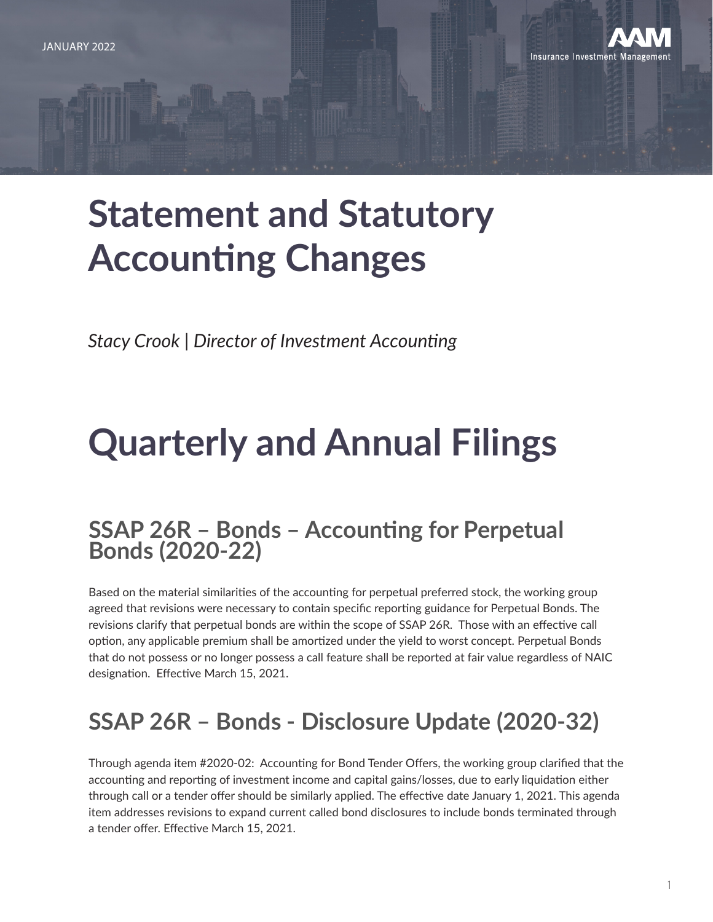JANUARY 2022

# Statement and Statutory Accounting Changes

*Stacy Crook | Director of Investment Accounting*

# Quarterly and Annual Filings

## SSAP 26R – Bonds – Accounting for Perpetual Bonds (2020-22)

Based on the material similarities of the accounting for perpetual preferred stock, the working group agreed that revisions were necessary to contain specific reporting guidance for Perpetual Bonds. The revisions clarify that perpetual bonds are within the scope of SSAP 26R. Those with an effective call option, any applicable premium shall be amortized under the yield to worst concept. Perpetual Bonds that do not possess or no longer possess a call feature shall be reported at fair value regardless of NAIC designation. Effective March 15, 2021.

## SSAP 26R – Bonds - Disclosure Update (2020-32)

Through agenda item #2020-02: Accounting for Bond Tender Offers, the working group clarified that the accounting and reporting of investment income and capital gains/losses, due to early liquidation either through call or a tender offer should be similarly applied. The effective date January 1, 2021. This agenda item addresses revisions to expand current called bond disclosures to include bonds terminated through a tender offer. Effective March 15, 2021.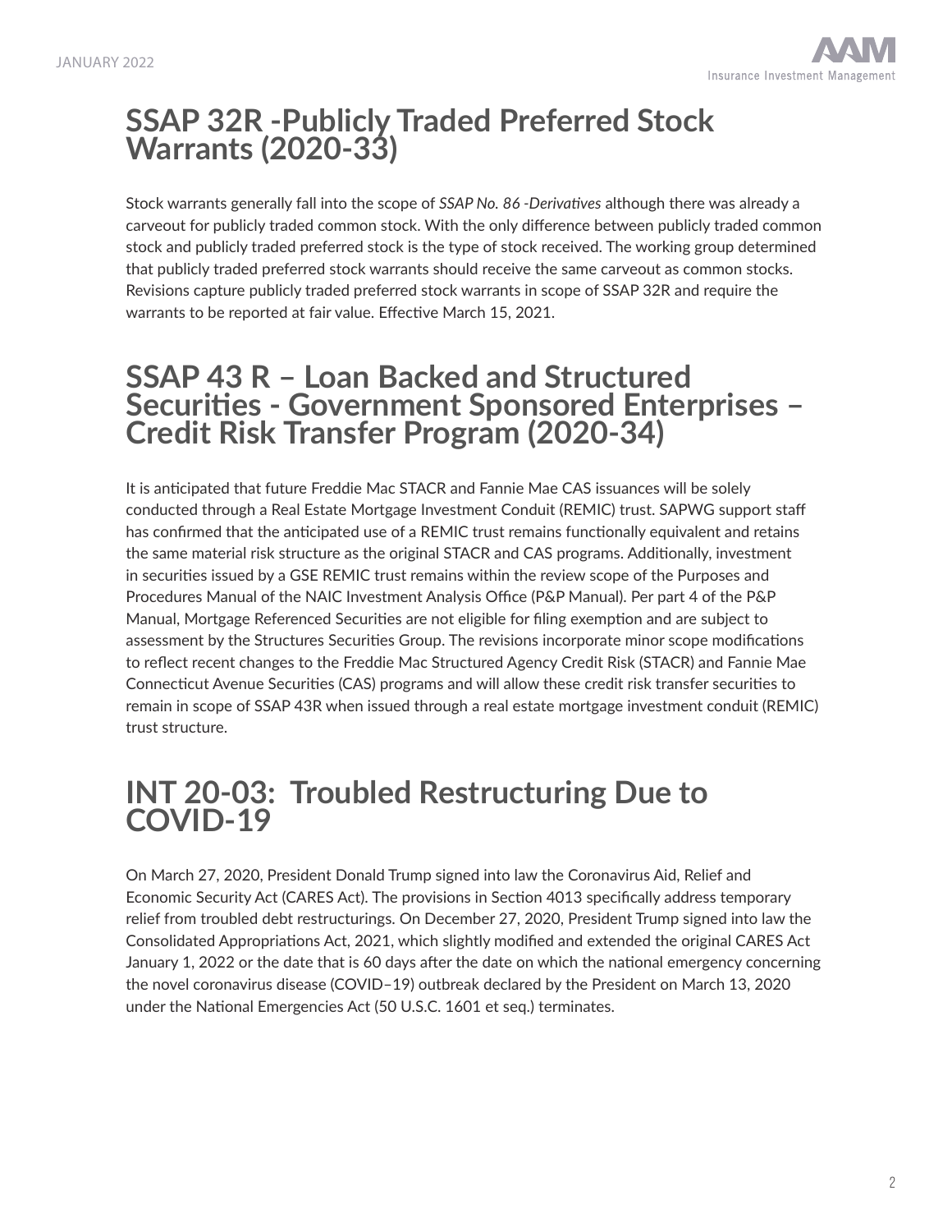# SSAP 32R -Publicly Traded Preferred Stock Warrants (2020-33)

Stock warrants generally fall into the scope of *SSAP No. 86 -Derivatives* although there was already a carveout for publicly traded common stock. With the only difference between publicly traded common stock and publicly traded preferred stock is the type of stock received. The working group determined that publicly traded preferred stock warrants should receive the same carveout as common stocks. Revisions capture publicly traded preferred stock warrants in scope of SSAP 32R and require the warrants to be reported at fair value. Effective March 15, 2021.

# SSAP 43 R – Loan Backed and Structured Securities - Government Sponsored Enterprises – Credit Risk Transfer Program (2020-34)

It is anticipated that future Freddie Mac STACR and Fannie Mae CAS issuances will be solely conducted through a Real Estate Mortgage Investment Conduit (REMIC) trust. SAPWG support staff has confirmed that the anticipated use of a REMIC trust remains functionally equivalent and retains the same material risk structure as the original STACR and CAS programs. Additionally, investment in securities issued by a GSE REMIC trust remains within the review scope of the Purposes and Procedures Manual of the NAIC Investment Analysis Office (P&P Manual). Per part 4 of the P&P Manual, Mortgage Referenced Securities are not eligible for filing exemption and are subject to assessment by the Structures Securities Group. The revisions incorporate minor scope modifications to reflect recent changes to the Freddie Mac Structured Agency Credit Risk (STACR) and Fannie Mae Connecticut Avenue Securities (CAS) programs and will allow these credit risk transfer securities to remain in scope of SSAP 43R when issued through a real estate mortgage investment conduit (REMIC) trust structure.

# INT 20-03: Troubled Restructuring Due to COVID-19

On March 27, 2020, President Donald Trump signed into law the Coronavirus Aid, Relief and Economic Security Act (CARES Act). The provisions in Section 4013 specifically address temporary relief from troubled debt restructurings. On December 27, 2020, President Trump signed into law the Consolidated Appropriations Act, 2021, which slightly modified and extended the original CARES Act January 1, 2022 or the date that is 60 days after the date on which the national emergency concerning the novel coronavirus disease (COVID–19) outbreak declared by the President on March 13, 2020 under the National Emergencies Act (50 U.S.C. 1601 et seq.) terminates.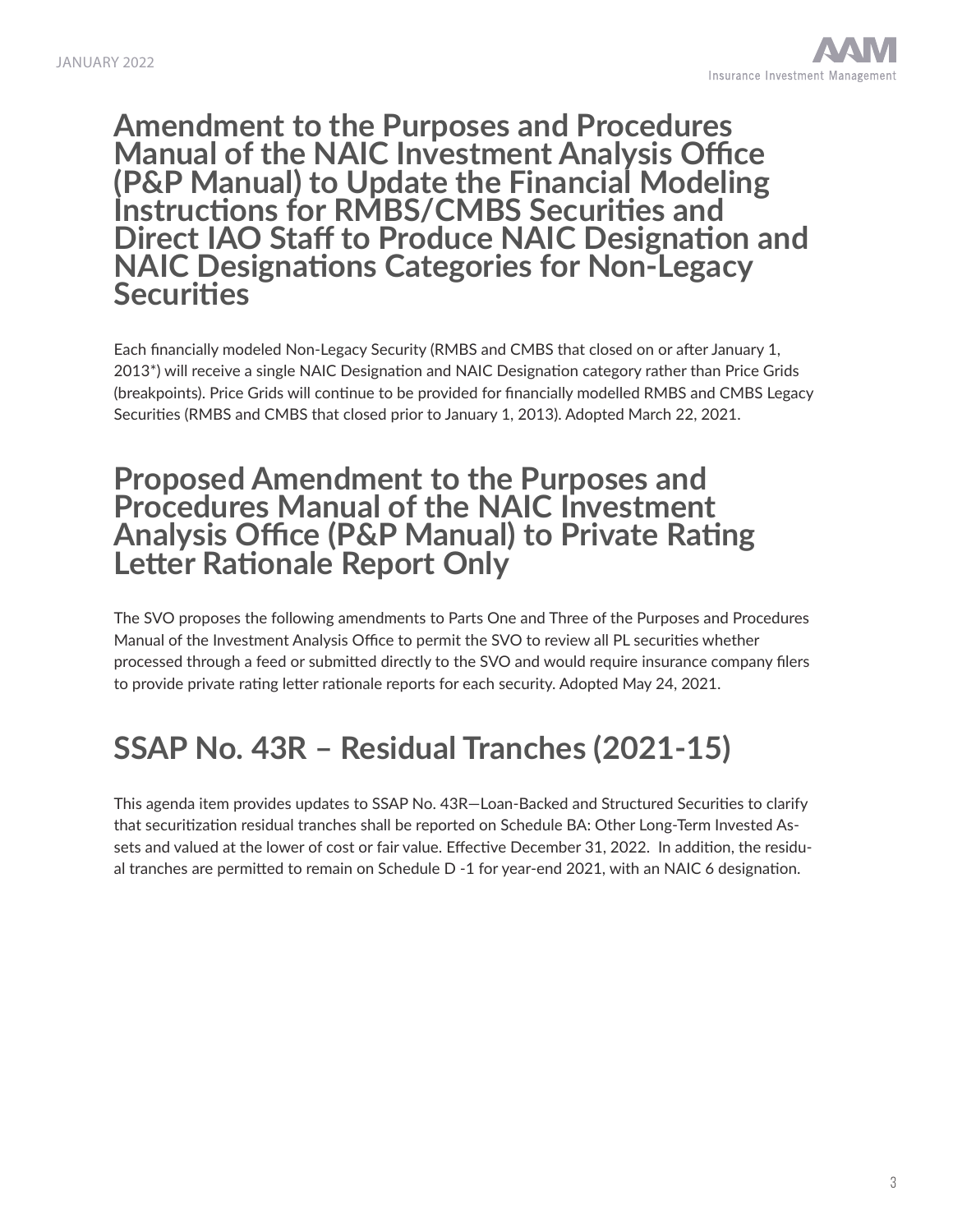## Amendment to the Purposes and Procedures Manual of the NAIC Investment Analysis Office (P&P Manual) to Update the Financial Modeling Instructions for RMBS/CMBS Securities and Direct IAO Staff to Produce NAIC Designation and NAIC Designations Categories for Non-Legacy Securities

Each financially modeled Non-Legacy Security (RMBS and CMBS that closed on or after January 1, 2013*) will receive a single NAIC Designation and NAIC Designation category rather than Price Grids (breakpoints). Price Grids will continue to be provided for financially modelled RMBS and CMBS Legacy Securities (RMBS and CMBS that closed prior to January 1, 2013). Adopted March 22, 2021.

## Proposed Amendment to the Purposes and Procedures Manual of the NAIC Investment Analysis Office (P&P Manual) to Private Rating Letter Rationale Report Only

The SVO proposes the following amendments to Parts One and Three of the Purposes and Procedures Manual of the Investment Analysis Office to permit the SVO to review all PL securities whether processed through a feed or submitted directly to the SVO and would require insurance company filers to provide private rating letter rationale reports for each security. Adopted May 24, 2021.

## SSAP No. 43R – Residual Tranches (2021-15)

This agenda item provides updates to SSAP No. 43R—Loan-Backed and Structured Securities to clarify that securitization residual tranches shall be reported on Schedule BA: Other Long-Term Invested Assets and valued at the lower of cost or fair value. Effective December 31, 2022. In addition, the residual tranches are permitted to remain on Schedule D -1 for year-end 2021, with an NAIC 6 designation.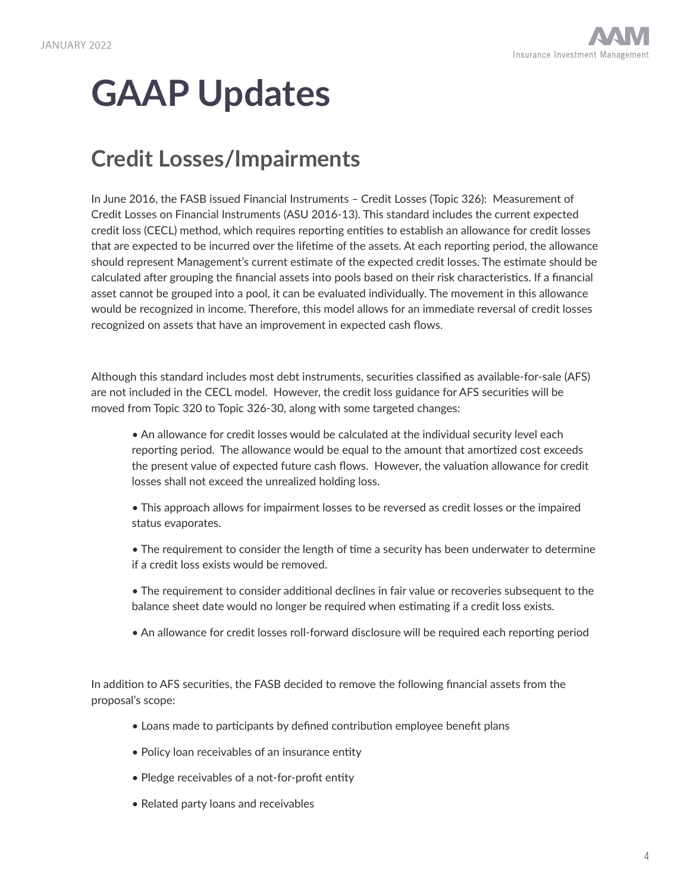# GAAP Updates

## Credit Losses/Impairments

In June 2016, the FASB issued Financial Instruments – Credit Losses (Topic 326): Measurement of Credit Losses on Financial Instruments (ASU 2016-13). This standard includes the current expected credit loss (CECL) method, which requires reporting entities to establish an allowance for credit losses that are expected to be incurred over the lifetime of the assets. At each reporting period, the allowance should represent Management's current estimate of the expected credit losses. The estimate should be calculated after grouping the financial assets into pools based on their risk characteristics. If a financial asset cannot be grouped into a pool, it can be evaluated individually. The movement in this allowance would be recognized in income. Therefore, this model allows for an immediate reversal of credit losses recognized on assets that have an improvement in expected cash flows.

Although this standard includes most debt instruments, securities classified as available-for-sale (AFS) are not included in the CECL model. However, the credit loss guidance for AFS securities will be moved from Topic 320 to Topic 326-30, along with some targeted changes:

- An allowance for credit losses would be calculated at the individual security level each reporting period. The allowance would be equal to the amount that amortized cost exceeds the present value of expected future cash flows. However, the valuation allowance for credit losses shall not exceed the unrealized holding loss.
- This approach allows for impairment losses to be reversed as credit losses or the impaired status evaporates.
- The requirement to consider the length of time a security has been underwater to determine if a credit loss exists would be removed.
- The requirement to consider additional declines in fair value or recoveries subsequent to the balance sheet date would no longer be required when estimating if a credit loss exists.
- An allowance for credit losses roll-forward disclosure will be required each reporting period

In addition to AFS securities, the FASB decided to remove the following financial assets from the proposal's scope:

- Loans made to participants by defined contribution employee benefit plans
- Policy loan receivables of an insurance entity
- Pledge receivables of a not-for-profit entity
- Related party loans and receivables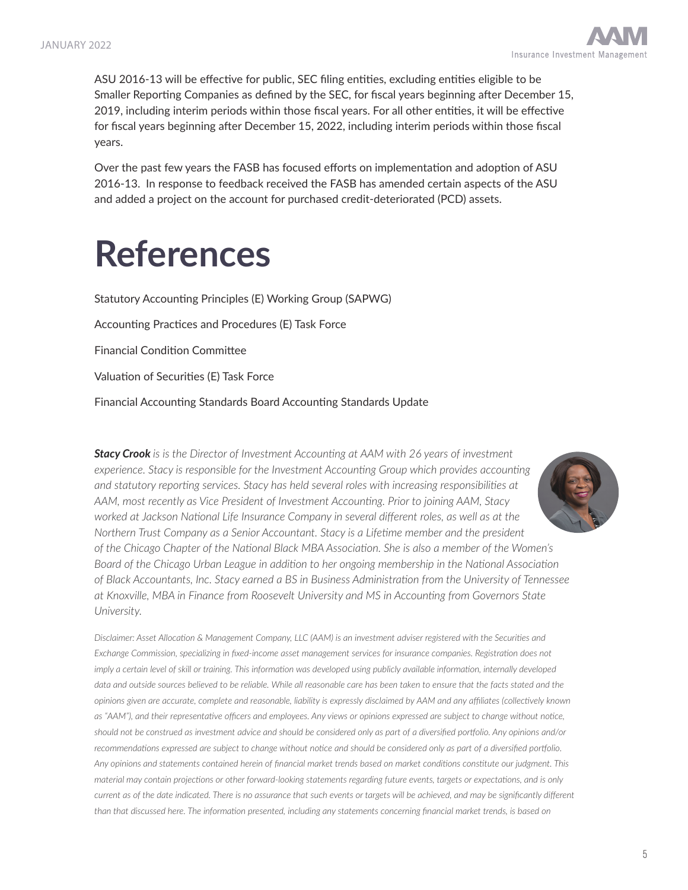ASU 2016-13 will be effective for public, SEC filing entities, excluding entities eligible to be Smaller Reporting Companies as defined by the SEC, for fiscal years beginning after December 15, 2019, including interim periods within those fiscal years. For all other entities, it will be effective for fiscal years beginning after December 15, 2022, including interim periods within those fiscal years.

Over the past few years the FASB has focused efforts on implementation and adoption of ASU 2016-13. In response to feedback received the FASB has amended certain aspects of the ASU and added a project on the account for purchased credit-deteriorated (PCD) assets.

# References

Statutory Accounting Principles (E) Working Group (SAPWG)

Accounting Practices and Procedures (E) Task Force

Financial Condition Committee

Valuation of Securities (E) Task Force

Financial Accounting Standards Board Accounting Standards Update

***Stacy Crook*** *is is the Director of Investment Accounting at AAM with 26 years of investment experience. Stacy is responsible for the Investment Accounting Group which provides accounting and statutory reporting services. Stacy has held several roles with increasing responsibilities at AAM, most recently as Vice President of Investment Accounting. Prior to joining AAM, Stacy worked at Jackson National Life Insurance Company in several different roles, as well as at the Northern Trust Company as a Senior Accountant. Stacy is a Lifetime member and the president of the Chicago Chapter of the National Black MBA Association. She is also a member of the Women's Board of the Chicago Urban League in addition to her ongoing membership in the National Association of Black Accountants, Inc. Stacy earned a BS in Business Administration from the University of Tennessee at Knoxville, MBA in Finance from Roosevelt University and MS in Accounting from Governors State University.*

*Disclaimer: Asset Allocation & Management Company, LLC (AAM) is an investment adviser registered with the Securities and Exchange Commission, specializing in fixed-income asset management services for insurance companies. Registration does not imply a certain level of skill or training. This information was developed using publicly available information, internally developed data and outside sources believed to be reliable. While all reasonable care has been taken to ensure that the facts stated and the opinions given are accurate, complete and reasonable, liability is expressly disclaimed by AAM and any affiliates (collectively known as "AAM"), and their representative officers and employees. Any views or opinions expressed are subject to change without notice, should not be construed as investment advice and should be considered only as part of a diversified portfolio. Any opinions and/or recommendations expressed are subject to change without notice and should be considered only as part of a diversified portfolio. Any opinions and statements contained herein of financial market trends based on market conditions constitute our judgment. This material may contain projections or other forward-looking statements regarding future events, targets or expectations, and is only current as of the date indicated. There is no assurance that such events or targets will be achieved, and may be significantly different than that discussed here. The information presented, including any statements concerning financial market trends, is based on*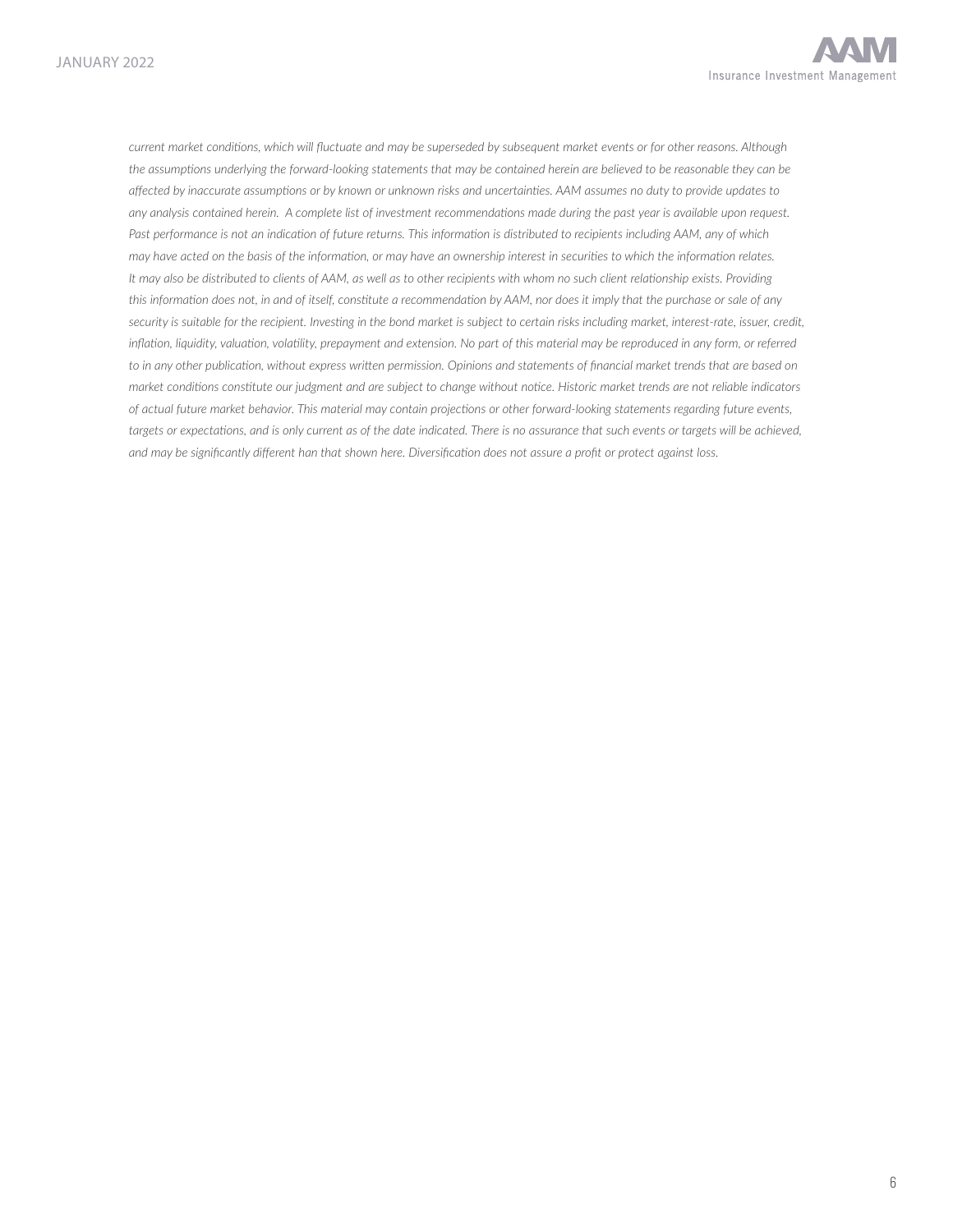*current market conditions, which will fluctuate and may be superseded by subsequent market events or for other reasons. Although the assumptions underlying the forward-looking statements that may be contained herein are believed to be reasonable they can be affected by inaccurate assumptions or by known or unknown risks and uncertainties. AAM assumes no duty to provide updates to any analysis contained herein. A complete list of investment recommendations made during the past year is available upon request. Past performance is not an indication of future returns. This information is distributed to recipients including AAM, any of which may have acted on the basis of the information, or may have an ownership interest in securities to which the information relates. It may also be distributed to clients of AAM, as well as to other recipients with whom no such client relationship exists. Providing this information does not, in and of itself, constitute a recommendation by AAM, nor does it imply that the purchase or sale of any security is suitable for the recipient. Investing in the bond market is subject to certain risks including market, interest-rate, issuer, credit, inflation, liquidity, valuation, volatility, prepayment and extension. No part of this material may be reproduced in any form, or referred to in any other publication, without express written permission. Opinions and statements of financial market trends that are based on market conditions constitute our judgment and are subject to change without notice. Historic market trends are not reliable indicators of actual future market behavior. This material may contain projections or other forward-looking statements regarding future events, targets or expectations, and is only current as of the date indicated. There is no assurance that such events or targets will be achieved, and may be significantly different han that shown here. Diversification does not assure a profit or protect against loss.*